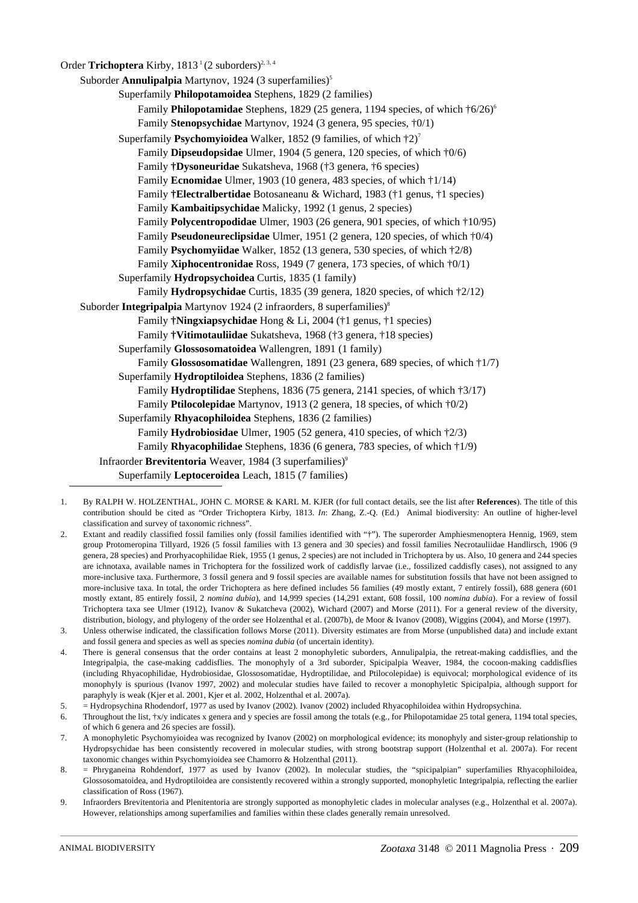Order **Trichoptera** Kirby, 1813 [1] (2 suborders)[2, 3, 4]

Suborder **Annulipalpia** Martynov, 1924 (3 superfamilies)[5]

Superfamily **Philopotamoidea** Stephens, 1829 (2 families)

Family **Philopotamidae** Stephens, 1829 (25 genera, 1194 species, of which †6/26)[6]

Family **Stenopsychidae** Martynov, 1924 (3 genera, 95 species, †0/1)

Superfamily **Psychomyioidea** Walker, 1852 (9 families, of which †2)[7]

Family **Dipseudopsidae** Ulmer, 1904 (5 genera, 120 species, of which †0/6)

Family **†Dysoneuridae** Sukatsheva, 1968 (†3 genera, †6 species)

Family **Ecnomidae** Ulmer, 1903 (10 genera, 483 species, of which †1/14)

Family **†Electralbertidae** Botosaneanu & Wichard, 1983 (†1 genus, †1 species)

Family **Kambaitipsychidae** Malicky, 1992 (1 genus, 2 species)

Family **Polycentropodidae** Ulmer, 1903 (26 genera, 901 species, of which †10/95)

Family **Pseudoneureclipsidae** Ulmer, 1951 (2 genera, 120 species, of which †0/4)

Family **Psychomyiidae** Walker, 1852 (13 genera, 530 species, of which †2/8)

Family **Xiphocentronidae** Ross, 1949 (7 genera, 173 species, of which †0/1)

Superfamily **Hydropsychoidea** Curtis, 1835 (1 family)

Family **Hydropsychidae** Curtis, 1835 (39 genera, 1820 species, of which †2/12)

Suborder **Integripalpia** Martynov 1924 (2 infraorders, 8 superfamilies)[8]

Family **†Ningxiapsychidae** Hong & Li, 2004 (†1 genus, †1 species)

Family **†Vitimotauliidae** Sukatsheva, 1968 (†3 genera, †18 species)

Superfamily **Glossosomatoidea** Wallengren, 1891 (1 family)

Family **Glossosomatidae** Wallengren, 1891 (23 genera, 689 species, of which †1/7)

Superfamily **Hydroptiloidea** Stephens, 1836 (2 families)

Family **Hydroptilidae** Stephens, 1836 (75 genera, 2141 species, of which †3/17)

Family **Ptilocolepidae** Martynov, 1913 (2 genera, 18 species, of which †0/2)

Superfamily **Rhyacophiloidea** Stephens, 1836 (2 families)

Family **Hydrobiosidae** Ulmer, 1905 (52 genera, 410 species, of which †2/3)

Family **Rhyacophilidae** Stephens, 1836 (6 genera, 783 species, of which †1/9)

Infraorder **Brevitentoria** Weaver, 1984 (3 superfamilies)[9]

Superfamily **Leptoceroidea** Leach, 1815 (7 families)

---

1. By RALPH W. HOLZENTHAL, JOHN C. MORSE & KARL M. KJER (for full contact details, see the list after **References**). The title of this contribution should be cited as "Order Trichoptera Kirby, 1813. *In*: Zhang, Z.-Q. (Ed.) Animal biodiversity: An outline of higher-level classification and survey of taxonomic richness".
2. Extant and readily classified fossil families only (fossil families identified with "†"). The superorder Amphiesmenoptera Hennig, 1969, stem group Protomeropina Tillyard, 1926 (5 fossil families with 13 genera and 30 species) and fossil families Necrotauliidae Handlirsch, 1906 (9 genera, 28 species) and Prorhyacophilidae Riek, 1955 (1 genus, 2 species) are not included in Trichoptera by us. Also, 10 genera and 244 species are ichnotaxa, available names in Trichoptera for the fossilized work of caddisfly larvae (i.e., fossilized caddisfly cases), not assigned to any more-inclusive taxa. Furthermore, 3 fossil genera and 9 fossil species are available names for substitution fossils that have not been assigned to more-inclusive taxa. In total, the order Trichoptera as here defined includes 56 families (49 mostly extant, 7 entirely fossil), 688 genera (601 mostly extant, 85 entirely fossil, 2 *nomina dubia*), and 14,999 species (14,291 extant, 608 fossil, 100 *nomina dubia*). For a review of fossil Trichoptera taxa see Ulmer (1912), Ivanov & Sukatcheva (2002), Wichard (2007) and Morse (2011). For a general review of the diversity, distribution, biology, and phylogeny of the order see Holzenthal et al. (2007b), de Moor & Ivanov (2008), Wiggins (2004), and Morse (1997).
3. Unless otherwise indicated, the classification follows Morse (2011). Diversity estimates are from Morse (unpublished data) and include extant and fossil genera and species as well as species *nomina dubia* (of uncertain identity).
4. There is general consensus that the order contains at least 2 monophyletic suborders, Annulipalpia, the retreat-making caddisflies, and the Integripalpia, the case-making caddisflies. The monophyly of a 3rd suborder, Spicipalpia Weaver, 1984, the cocoon-making caddisflies (including Rhyacophilidae, Hydrobiosidae, Glossosomatidae, Hydroptilidae, and Ptilocolepidae) is equivocal; morphological evidence of its monophyly is spurious (Ivanov 1997, 2002) and molecular studies have failed to recover a monophyletic Spicipalpia, although support for paraphyly is weak (Kjer et al. 2001, Kjer et al. 2002, Holzenthal et al. 2007a).
5. = Hydropsychina Rhodendorf, 1977 as used by Ivanov (2002). Ivanov (2002) included Rhyacophiloidea within Hydropsychina.
6. Throughout the list, †x/y indicates x genera and y species are fossil among the totals (e.g., for Philopotamidae 25 total genera, 1194 total species, of which 6 genera and 26 species are fossil).
7. A monophyletic Psychomyioidea was recognized by Ivanov (2002) on morphological evidence; its monophyly and sister-group relationship to Hydropsychidae has been consistently recovered in molecular studies, with strong bootstrap support (Holzenthal et al. 2007a). For recent taxonomic changes within Psychomyioidea see Chamorro & Holzenthal (2011).
8. = Phryganeina Rohdendorf, 1977 as used by Ivanov (2002). In molecular studies, the "spicipalpian" superfamilies Rhyacophiloidea, Glossosomatoidea, and Hydroptiloidea are consistently recovered within a strongly supported, monophyletic Integripalpia, reflecting the earlier classification of Ross (1967).
9. Infraorders Brevitentoria and Plenitentoria are strongly supported as monophyletic clades in molecular analyses (e.g., Holzenthal et al. 2007a). However, relationships among superfamilies and families within these clades generally remain unresolved.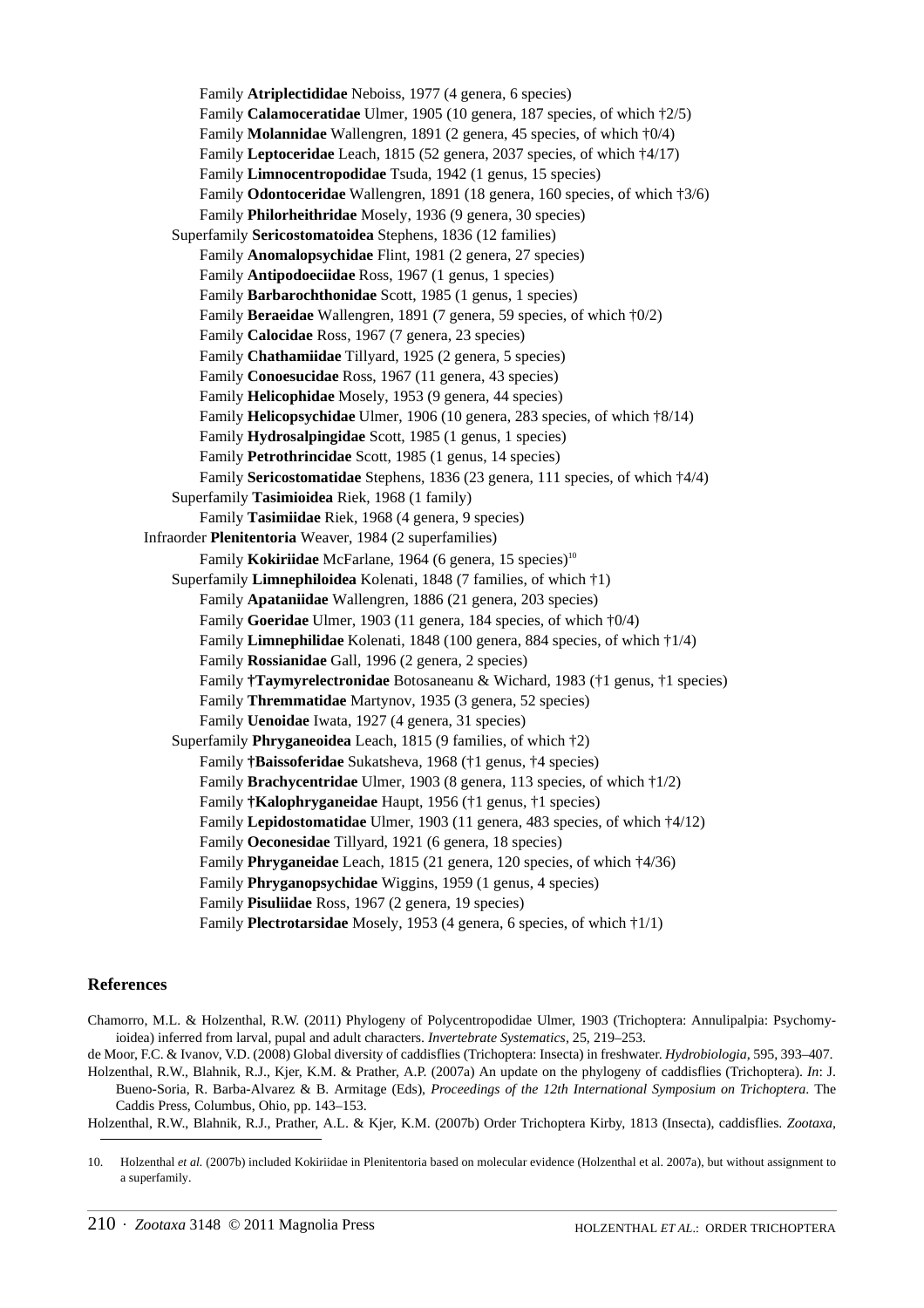Family **Atriplectididae** Neboiss, 1977 (4 genera, 6 species)
Family **Calamoceratidae** Ulmer, 1905 (10 genera, 187 species, of which †2/5)
Family **Molannidae** Wallengren, 1891 (2 genera, 45 species, of which †0/4)
Family **Leptoceridae** Leach, 1815 (52 genera, 2037 species, of which †4/17)
Family **Limnocentropodidae** Tsuda, 1942 (1 genus, 15 species)
Family **Odontoceridae** Wallengren, 1891 (18 genera, 160 species, of which †3/6)
Family **Philorheithridae** Mosely, 1936 (9 genera, 30 species)

Superfamily **Sericostomatoidea** Stephens, 1836 (12 families)
Family **Anomalopsychidae** Flint, 1981 (2 genera, 27 species)
Family **Antipodoeciidae** Ross, 1967 (1 genus, 1 species)
Family **Barbarochthonidae** Scott, 1985 (1 genus, 1 species)
Family **Beraeidae** Wallengren, 1891 (7 genera, 59 species, of which †0/2)
Family **Calocidae** Ross, 1967 (7 genera, 23 species)
Family **Chathamiidae** Tillyard, 1925 (2 genera, 5 species)
Family **Conoesucidae** Ross, 1967 (11 genera, 43 species)
Family **Helicophidae** Mosely, 1953 (9 genera, 44 species)
Family **Helicopsychidae** Ulmer, 1906 (10 genera, 283 species, of which †8/14)
Family **Hydrosalpingidae** Scott, 1985 (1 genus, 1 species)
Family **Petrothrincidae** Scott, 1985 (1 genus, 14 species)
Family **Sericostomatidae** Stephens, 1836 (23 genera, 111 species, of which †4/4)

Superfamily **Tasimioidea** Riek, 1968 (1 family)
Family **Tasimiidae** Riek, 1968 (4 genera, 9 species)

Infraorder **Plenitentoria** Weaver, 1984 (2 superfamilies)
Family **Kokiriidae** McFarlane, 1964 (6 genera, 15 species)[10]

Superfamily **Limnephiloidea** Kolenati, 1848 (7 families, of which †1)
Family **Apataniidae** Wallengren, 1886 (21 genera, 203 species)
Family **Goeridae** Ulmer, 1903 (11 genera, 184 species, of which †0/4)
Family **Limnephilidae** Kolenati, 1848 (100 genera, 884 species, of which †1/4)
Family **Rossianidae** Gall, 1996 (2 genera, 2 species)
Family **†Taymyrelectronidae** Botosaneanu & Wichard, 1983 (†1 genus, †1 species)
Family **Thremmatidae** Martynov, 1935 (3 genera, 52 species)
Family **Uenoidae** Iwata, 1927 (4 genera, 31 species)

Superfamily **Phryganeoidea** Leach, 1815 (9 families, of which †2)
Family **†Baissoferidae** Sukatsheva, 1968 (†1 genus, †4 species)
Family **Brachycentridae** Ulmer, 1903 (8 genera, 113 species, of which †1/2)
Family **†Kalophryganeidae** Haupt, 1956 (†1 genus, †1 species)
Family **Lepidostomatidae** Ulmer, 1903 (11 genera, 483 species, of which †4/12)
Family **Oeconesidae** Tillyard, 1921 (6 genera, 18 species)
Family **Phryganeidae** Leach, 1815 (21 genera, 120 species, of which †4/36)
Family **Phryganopsychidae** Wiggins, 1959 (1 genus, 4 species)
Family **Pisuliidae** Ross, 1967 (2 genera, 19 species)
Family **Plectrotarsidae** Mosely, 1953 (4 genera, 6 species, of which †1/1)

## References

Chamorro, M.L. & Holzenthal, R.W. (2011) Phylogeny of Polycentropodidae Ulmer, 1903 (Trichoptera: Annulipalpia: Psychomyioidea) inferred from larval, pupal and adult characters. *Invertebrate Systematics*, 25, 219–253.

de Moor, F.C. & Ivanov, V.D. (2008) Global diversity of caddisflies (Trichoptera: Insecta) in freshwater. *Hydrobiologia*, 595, 393–407.

Holzenthal, R.W., Blahnik, R.J., Kjer, K.M. & Prather, A.P. (2007a) An update on the phylogeny of caddisflies (Trichoptera). *In*: J. Bueno-Soria, R. Barba-Alvarez & B. Armitage (Eds), *Proceedings of the 12th International Symposium on Trichoptera*. The Caddis Press, Columbus, Ohio, pp. 143–153.

Holzenthal, R.W., Blahnik, R.J., Prather, A.L. & Kjer, K.M. (2007b) Order Trichoptera Kirby, 1813 (Insecta), caddisflies. *Zootaxa*,

10. Holzenthal *et al.* (2007b) included Kokiriidae in Plenitentoria based on molecular evidence (Holzenthal et al. 2007a), but without assignment to a superfamily.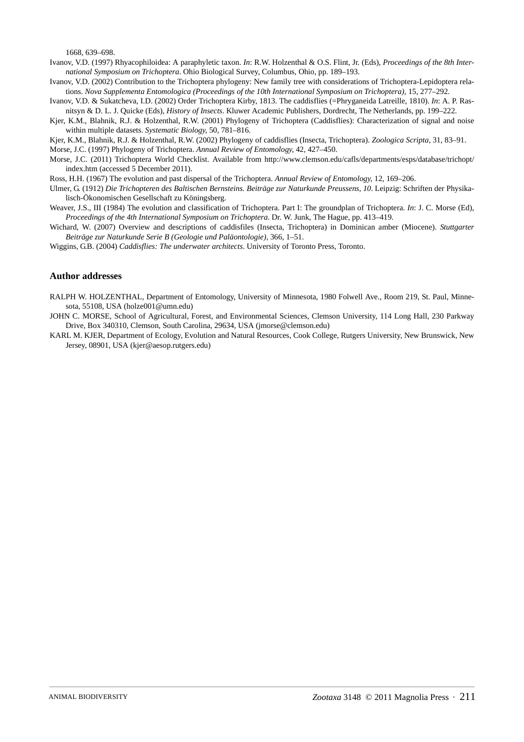1668, 639–698.

Ivanov, V.D. (1997) Rhyacophiloidea: A paraphyletic taxon. *In*: R.W. Holzenthal & O.S. Flint, Jr. (Eds), *Proceedings of the 8th International Symposium on Trichoptera*. Ohio Biological Survey, Columbus, Ohio, pp. 189–193.

Ivanov, V.D. (2002) Contribution to the Trichoptera phylogeny: New family tree with considerations of Trichoptera-Lepidoptera relations. *Nova Supplementa Entomologica (Proceedings of the 10th International Symposium on Trichoptera)*, 15, 277–292.

Ivanov, V.D. & Sukatcheva, I.D. (2002) Order Trichoptera Kirby, 1813. The caddisflies (=Phryganeida Latreille, 1810). *In*: A. P. Rasnitsyn & D. L. J. Quicke (Eds), *History of Insects*. Kluwer Academic Publishers, Dordrecht, The Netherlands, pp. 199–222.

Kjer, K.M., Blahnik, R.J. & Holzenthal, R.W. (2001) Phylogeny of Trichoptera (Caddisflies): Characterization of signal and noise within multiple datasets. *Systematic Biology*, 50, 781–816.

Kjer, K.M., Blahnik, R.J. & Holzenthal, R.W. (2002) Phylogeny of caddisflies (Insecta, Trichoptera). *Zoologica Scripta*, 31, 83–91.

Morse, J.C. (1997) Phylogeny of Trichoptera. *Annual Review of Entomology*, 42, 427–450.

Morse, J.C. (2011) Trichoptera World Checklist. Available from http://www.clemson.edu/cafls/departments/esps/database/trichopt/index.htm (accessed 5 December 2011).

Ross, H.H. (1967) The evolution and past dispersal of the Trichoptera. *Annual Review of Entomology*, 12, 169–206.

Ulmer, G. (1912) *Die Trichopteren des Baltischen Bernsteins. Beiträge zur Naturkunde Preussens, 10*. Leipzig: Schriften der Physikalisch-Ökonomischen Gesellschaft zu Köningsberg.

Weaver, J.S., III (1984) The evolution and classification of Trichoptera. Part I: The groundplan of Trichoptera. *In*: J. C. Morse (Ed), *Proceedings of the 4th International Symposium on Trichoptera*. Dr. W. Junk, The Hague, pp. 413–419.

Wichard, W. (2007) Overview and descriptions of caddisfiles (Insecta, Trichoptera) in Dominican amber (Miocene). *Stuttgarter Beiträge zur Naturkunde Serie B (Geologie und Paläontologie)*, 366, 1–51.

Wiggins, G.B. (2004) *Caddisflies: The underwater architects*. University of Toronto Press, Toronto.

## Author addresses

RALPH W. HOLZENTHAL, Department of Entomology, University of Minnesota, 1980 Folwell Ave., Room 219, St. Paul, Minnesota, 55108, USA (holze001@umn.edu)

JOHN C. MORSE, School of Agricultural, Forest, and Environmental Sciences, Clemson University, 114 Long Hall, 230 Parkway Drive, Box 340310, Clemson, South Carolina, 29634, USA (jmorse@clemson.edu)

KARL M. KJER, Department of Ecology, Evolution and Natural Resources, Cook College, Rutgers University, New Brunswick, New Jersey, 08901, USA (kjer@aesop.rutgers.edu)